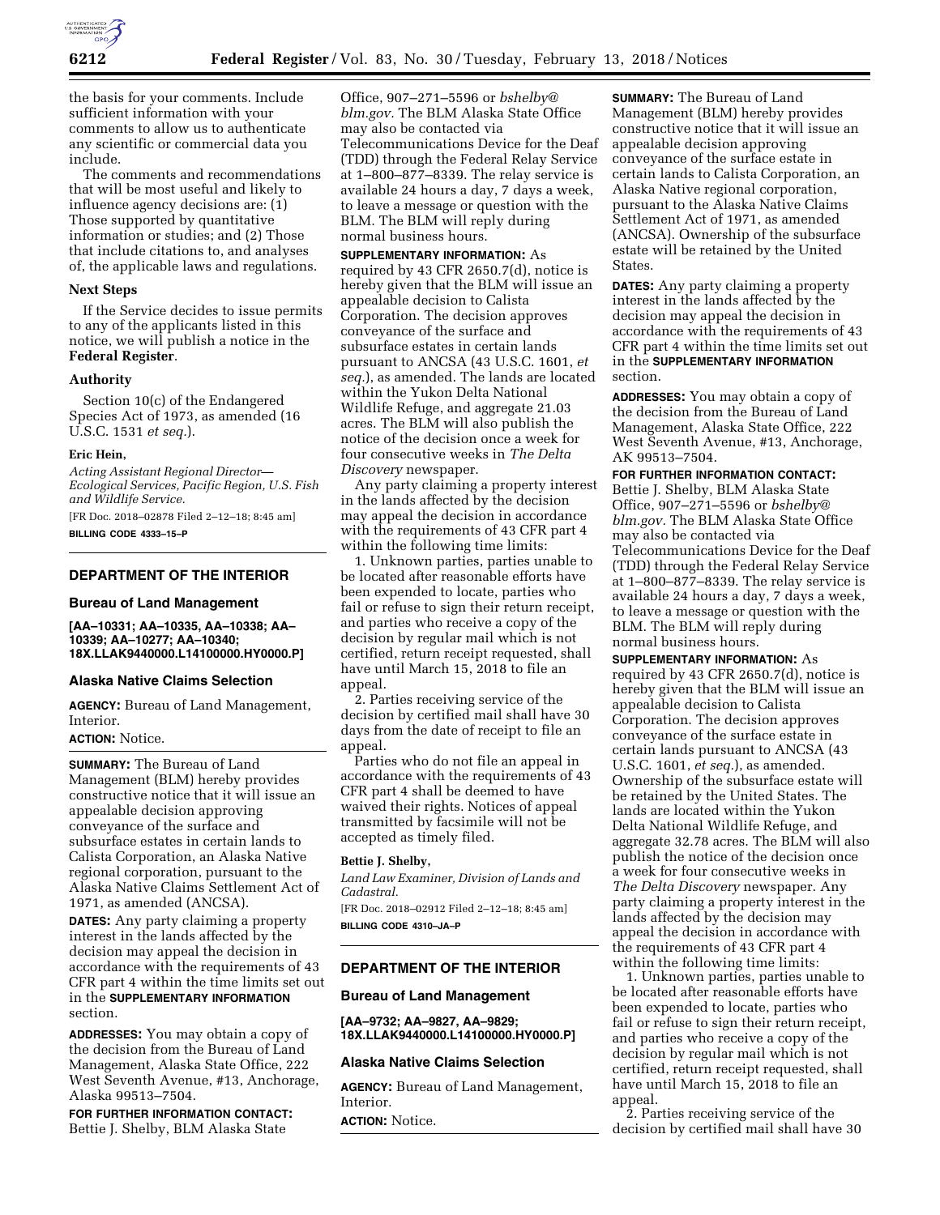the basis for your comments. Include sufficient information with your comments to allow us to authenticate any scientific or commercial data you include.

The comments and recommendations that will be most useful and likely to influence agency decisions are: (1) Those supported by quantitative information or studies; and (2) Those that include citations to, and analyses of, the applicable laws and regulations.

**Next Steps**

If the Service decides to issue permits to any of the applicants listed in this notice, we will publish a notice in the **Federal Register**.

**Authority**

Section 10(c) of the Endangered Species Act of 1973, as amended (16 U.S.C. 1531 *et seq.*).

**Eric Hein,**

*Acting Assistant Regional Director—Ecological Services, Pacific Region, U.S. Fish and Wildlife Service.*

[FR Doc. 2018–02878 Filed 2–12–18; 8:45 am]

**BILLING CODE 4333–15–P**

---

## DEPARTMENT OF THE INTERIOR

### Bureau of Land Management

**[AA–10331; AA–10335, AA–10338; AA–10339; AA–10277; AA–10340; 18X.LLAK9440000.L14100000.HY0000.P]**

### Alaska Native Claims Selection

**AGENCY:** Bureau of Land Management, Interior.

**ACTION:** Notice.

**SUMMARY:** The Bureau of Land Management (BLM) hereby provides constructive notice that it will issue an appealable decision approving conveyance of the surface and subsurface estates in certain lands to Calista Corporation, an Alaska Native regional corporation, pursuant to the Alaska Native Claims Settlement Act of 1971, as amended (ANCSA).

**DATES:** Any party claiming a property interest in the lands affected by the decision may appeal the decision in accordance with the requirements of 43 CFR part 4 within the time limits set out in the **SUPPLEMENTARY INFORMATION** section.

**ADDRESSES:** You may obtain a copy of the decision from the Bureau of Land Management, Alaska State Office, 222 West Seventh Avenue, #13, Anchorage, Alaska 99513–7504.

**FOR FURTHER INFORMATION CONTACT:** Bettie J. Shelby, BLM Alaska State Office, 907–271–5596 or *bshelby@blm.gov.* The BLM Alaska State Office may also be contacted via Telecommunications Device for the Deaf (TDD) through the Federal Relay Service at 1–800–877–8339. The relay service is available 24 hours a day, 7 days a week, to leave a message or question with the BLM. The BLM will reply during normal business hours.

**SUPPLEMENTARY INFORMATION:** As required by 43 CFR 2650.7(d), notice is hereby given that the BLM will issue an appealable decision to Calista Corporation. The decision approves conveyance of the surface and subsurface estates in certain lands pursuant to ANCSA (43 U.S.C. 1601, *et seq.*), as amended. The lands are located within the Yukon Delta National Wildlife Refuge, and aggregate 21.03 acres. The BLM will also publish the notice of the decision once a week for four consecutive weeks in *The Delta Discovery* newspaper.

Any party claiming a property interest in the lands affected by the decision may appeal the decision in accordance with the requirements of 43 CFR part 4 within the following time limits:

1. Unknown parties, parties unable to be located after reasonable efforts have been expended to locate, parties who fail or refuse to sign their return receipt, and parties who receive a copy of the decision by regular mail which is not certified, return receipt requested, shall have until March 15, 2018 to file an appeal.

2. Parties receiving service of the decision by certified mail shall have 30 days from the date of receipt to file an appeal.

Parties who do not file an appeal in accordance with the requirements of 43 CFR part 4 shall be deemed to have waived their rights. Notices of appeal transmitted by facsimile will not be accepted as timely filed.

**Bettie J. Shelby,**

*Land Law Examiner, Division of Lands and Cadastral.*

[FR Doc. 2018–02912 Filed 2–12–18; 8:45 am]

**BILLING CODE 4310–JA–P**

---

## DEPARTMENT OF THE INTERIOR

### Bureau of Land Management

**[AA–9732; AA–9827, AA–9829; 18X.LLAK9440000.L14100000.HY0000.P]**

### Alaska Native Claims Selection

**AGENCY:** Bureau of Land Management, Interior.

**ACTION:** Notice.

**SUMMARY:** The Bureau of Land Management (BLM) hereby provides constructive notice that it will issue an appealable decision approving conveyance of the surface estate in certain lands to Calista Corporation, an Alaska Native regional corporation, pursuant to the Alaska Native Claims Settlement Act of 1971, as amended (ANCSA). Ownership of the subsurface estate will be retained by the United States.

**DATES:** Any party claiming a property interest in the lands affected by the decision may appeal the decision in accordance with the requirements of 43 CFR part 4 within the time limits set out in the **SUPPLEMENTARY INFORMATION** section.

**ADDRESSES:** You may obtain a copy of the decision from the Bureau of Land Management, Alaska State Office, 222 West Seventh Avenue, #13, Anchorage, AK 99513–7504.

**FOR FURTHER INFORMATION CONTACT:** Bettie J. Shelby, BLM Alaska State Office, 907–271–5596 or *bshelby@blm.gov.* The BLM Alaska State Office may also be contacted via Telecommunications Device for the Deaf (TDD) through the Federal Relay Service at 1–800–877–8339. The relay service is available 24 hours a day, 7 days a week, to leave a message or question with the BLM. The BLM will reply during normal business hours.

**SUPPLEMENTARY INFORMATION:** As required by 43 CFR 2650.7(d), notice is hereby given that the BLM will issue an appealable decision to Calista Corporation. The decision approves conveyance of the surface estate in certain lands pursuant to ANCSA (43 U.S.C. 1601, *et seq.*), as amended. Ownership of the subsurface estate will be retained by the United States. The lands are located within the Yukon Delta National Wildlife Refuge, and aggregate 32.78 acres. The BLM will also publish the notice of the decision once a week for four consecutive weeks in *The Delta Discovery* newspaper. Any party claiming a property interest in the lands affected by the decision may appeal the decision in accordance with the requirements of 43 CFR part 4 within the following time limits:

1. Unknown parties, parties unable to be located after reasonable efforts have been expended to locate, parties who fail or refuse to sign their return receipt, and parties who receive a copy of the decision by regular mail which is not certified, return receipt requested, shall have until March 15, 2018 to file an appeal.

2. Parties receiving service of the decision by certified mail shall have 30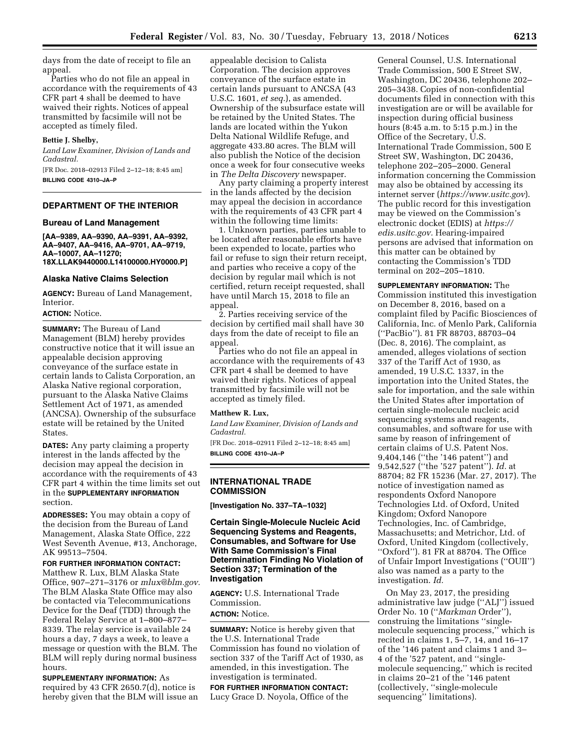days from the date of receipt to file an appeal.

Parties who do not file an appeal in accordance with the requirements of 43 CFR part 4 shall be deemed to have waived their rights. Notices of appeal transmitted by facsimile will not be accepted as timely filed.

**Bettie J. Shelby,**

*Land Law Examiner, Division of Lands and Cadastral.*

[FR Doc. 2018–02913 Filed 2–12–18; 8:45 am]

**BILLING CODE 4310–JA–P**

---

## DEPARTMENT OF THE INTERIOR

### Bureau of Land Management

**[AA–9389, AA–9390, AA–9391, AA–9392, AA–9407, AA–9416, AA–9701, AA–9719, AA–10007, AA–11270; 18X.LLAK9440000.L14100000.HY0000.P]**

### Alaska Native Claims Selection

**AGENCY:** Bureau of Land Management, Interior.

**ACTION:** Notice.

**SUMMARY:** The Bureau of Land Management (BLM) hereby provides constructive notice that it will issue an appealable decision approving conveyance of the surface estate in certain lands to Calista Corporation, an Alaska Native regional corporation, pursuant to the Alaska Native Claims Settlement Act of 1971, as amended (ANCSA). Ownership of the subsurface estate will be retained by the United States.

**DATES:** Any party claiming a property interest in the lands affected by the decision may appeal the decision in accordance with the requirements of 43 CFR part 4 within the time limits set out in the **SUPPLEMENTARY INFORMATION** section.

**ADDRESSES:** You may obtain a copy of the decision from the Bureau of Land Management, Alaska State Office, 222 West Seventh Avenue, #13, Anchorage, AK 99513–7504.

**FOR FURTHER INFORMATION CONTACT:** Matthew R. Lux, BLM Alaska State Office, 907–271–3176 or *mlux@blm.gov*. The BLM Alaska State Office may also be contacted via Telecommunications Device for the Deaf (TDD) through the Federal Relay Service at 1–800–877–8339. The relay service is available 24 hours a day, 7 days a week, to leave a message or question with the BLM. The BLM will reply during normal business hours.

**SUPPLEMENTARY INFORMATION:** As required by 43 CFR 2650.7(d), notice is hereby given that the BLM will issue an appealable decision to Calista Corporation. The decision approves conveyance of the surface estate in certain lands pursuant to ANCSA (43 U.S.C. 1601, *et seq.*), as amended. Ownership of the subsurface estate will be retained by the United States. The lands are located within the Yukon Delta National Wildlife Refuge, and aggregate 433.80 acres. The BLM will also publish the Notice of the decision once a week for four consecutive weeks in *The Delta Discovery* newspaper.

Any party claiming a property interest in the lands affected by the decision may appeal the decision in accordance with the requirements of 43 CFR part 4 within the following time limits:

1. Unknown parties, parties unable to be located after reasonable efforts have been expended to locate, parties who fail or refuse to sign their return receipt, and parties who receive a copy of the decision by regular mail which is not certified, return receipt requested, shall have until March 15, 2018 to file an appeal.

2. Parties receiving service of the decision by certified mail shall have 30 days from the date of receipt to file an appeal.

Parties who do not file an appeal in accordance with the requirements of 43 CFR part 4 shall be deemed to have waived their rights. Notices of appeal transmitted by facsimile will not be accepted as timely filed.

**Matthew R. Lux,**

*Land Law Examiner, Division of Lands and Cadastral.*

[FR Doc. 2018–02911 Filed 2–12–18; 8:45 am]

**BILLING CODE 4310–JA–P**

---

## INTERNATIONAL TRADE COMMISSION

**[Investigation No. 337–TA–1032]**

### Certain Single-Molecule Nucleic Acid Sequencing Systems and Reagents, Consumables, and Software for Use With Same Commission's Final Determination Finding No Violation of Section 337; Termination of the Investigation

**AGENCY:** U.S. International Trade Commission.

**ACTION:** Notice.

**SUMMARY:** Notice is hereby given that the U.S. International Trade Commission has found no violation of section 337 of the Tariff Act of 1930, as amended, in this investigation. The investigation is terminated.

**FOR FURTHER INFORMATION CONTACT:** Lucy Grace D. Noyola, Office of the General Counsel, U.S. International Trade Commission, 500 E Street SW, Washington, DC 20436, telephone 202–205–3438. Copies of non-confidential documents filed in connection with this investigation are or will be available for inspection during official business hours (8:45 a.m. to 5:15 p.m.) in the Office of the Secretary, U.S. International Trade Commission, 500 E Street SW, Washington, DC 20436, telephone 202–205–2000. General information concerning the Commission may also be obtained by accessing its internet server (*https://www.usitc.gov*). The public record for this investigation may be viewed on the Commission's electronic docket (EDIS) at *https://edis.usitc.gov*. Hearing-impaired persons are advised that information on this matter can be obtained by contacting the Commission's TDD terminal on 202–205–1810.

**SUPPLEMENTARY INFORMATION:** The Commission instituted this investigation on December 8, 2016, based on a complaint filed by Pacific Biosciences of California, Inc. of Menlo Park, California (''PacBio''). 81 FR 88703, 88703–04 (Dec. 8, 2016). The complaint, as amended, alleges violations of section 337 of the Tariff Act of 1930, as amended, 19 U.S.C. 1337, in the importation into the United States, the sale for importation, and the sale within the United States after importation of certain single-molecule nucleic acid sequencing systems and reagents, consumables, and software for use with same by reason of infringement of certain claims of U.S. Patent Nos. 9,404,146 (''the '146 patent'') and 9,542,527 (''the '527 patent''). *Id.* at 88704; 82 FR 15236 (Mar. 27, 2017). The notice of investigation named as respondents Oxford Nanopore Technologies Ltd. of Oxford, United Kingdom; Oxford Nanopore Technologies, Inc. of Cambridge, Massachusetts; and Metrichor, Ltd. of Oxford, United Kingdom (collectively, ''Oxford''). 81 FR at 88704. The Office of Unfair Import Investigations (''OUII'') also was named as a party to the investigation. *Id.*

On May 23, 2017, the presiding administrative law judge (''ALJ'') issued Order No. 10 (''*Markman* Order''), construing the limitations ''single-molecule sequencing process,'' which is recited in claims 1, 5–7, 14, and 16–17 of the '146 patent and claims 1 and 3–4 of the '527 patent, and ''single-molecule sequencing,'' which is recited in claims 20–21 of the '146 patent (collectively, ''single-molecule sequencing'' limitations).